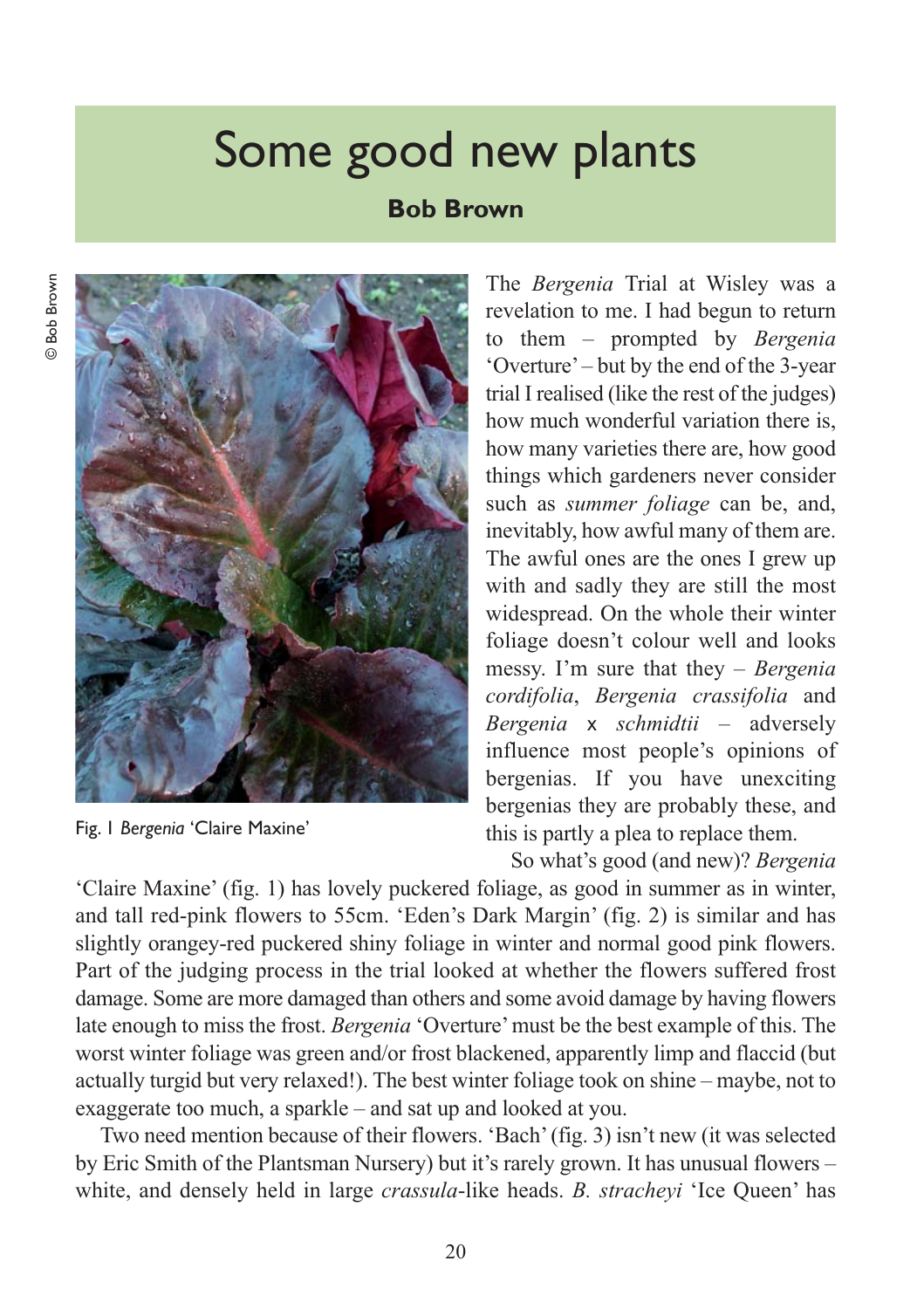# Some good new plants

**Bob Brown**

© Bob Brown

Fig. 1 *Bergenia* 'Claire Maxine'

The *Bergenia* Trial at Wisley was a revelation to me. I had begun to return to them – prompted by *Bergenia* 'Overture' – but by the end of the 3-year trial I realised (like the rest of the judges) how much wonderful variation there is, how many varieties there are, how good things which gardeners never consider such as *summer foliage* can be, and, inevitably, how awful many of them are. The awful ones are the ones I grew up with and sadly they are still the most widespread. On the whole their winter foliage doesn't colour well and looks messy. I'm sure that they – *Bergenia cordifolia*, *Bergenia crassifolia* and *Bergenia* x *schmidtii* – adversely influence most people's opinions of bergenias. If you have unexciting bergenias they are probably these, and this is partly a plea to replace them.

So what's good (and new)? *Bergenia* 'Claire Maxine' (fig. 1) has lovely puckered foliage, as good in summer as in winter, and tall red-pink flowers to 55cm. 'Eden's Dark Margin' (fig. 2) is similar and has slightly orangey-red puckered shiny foliage in winter and normal good pink flowers. Part of the judging process in the trial looked at whether the flowers suffered frost damage. Some are more damaged than others and some avoid damage by having flowers late enough to miss the frost. *Bergenia* 'Overture' must be the best example of this. The worst winter foliage was green and/or frost blackened, apparently limp and flaccid (but actually turgid but very relaxed!). The best winter foliage took on shine – maybe, not to exaggerate too much, a sparkle – and sat up and looked at you.

Two need mention because of their flowers. 'Bach' (fig. 3) isn't new (it was selected by Eric Smith of the Plantsman Nursery) but it's rarely grown. It has unusual flowers – white, and densely held in large *crassula*-like heads. *B. stracheyi* 'Ice Queen' has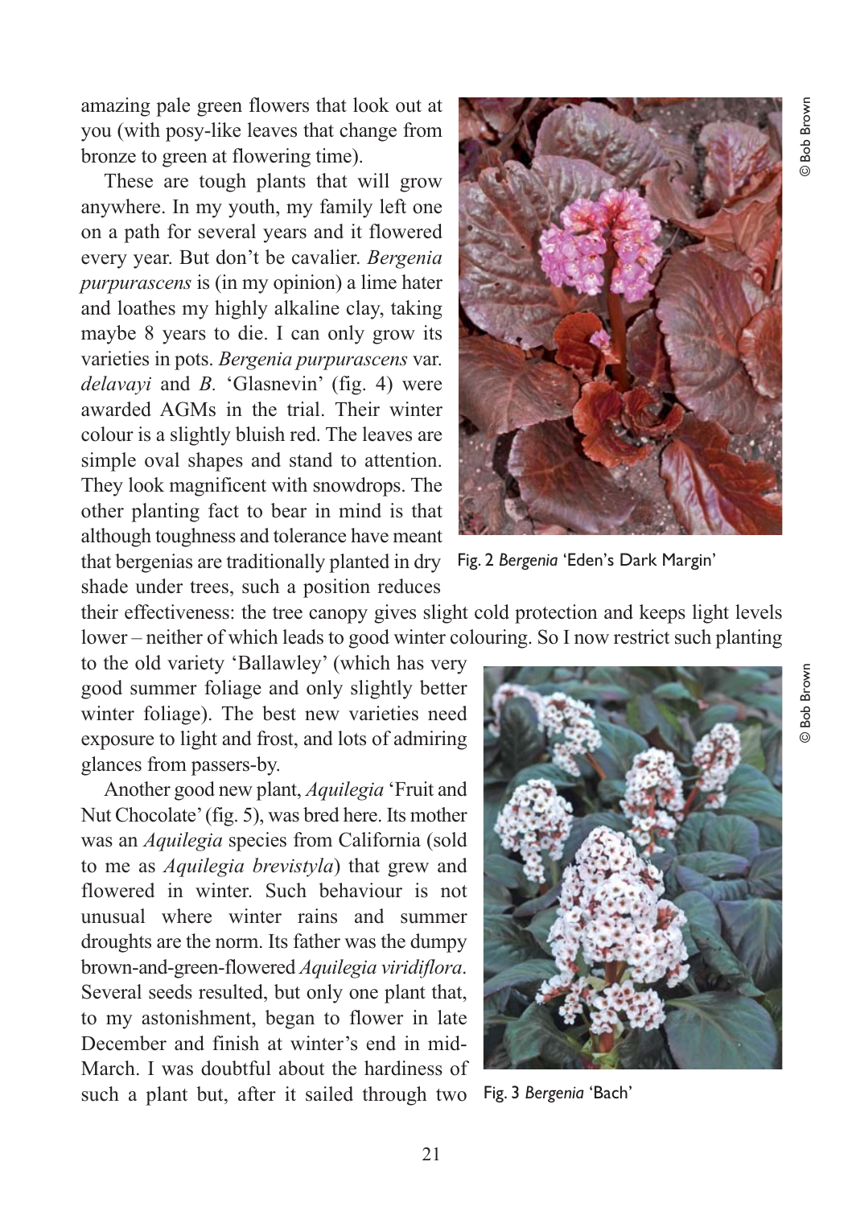amazing pale green flowers that look out at you (with posy-like leaves that change from bronze to green at flowering time).

These are tough plants that will grow anywhere. In my youth, my family left one on a path for several years and it flowered every year. But don't be cavalier. *Bergenia purpurascens* is (in my opinion) a lime hater and loathes my highly alkaline clay, taking maybe 8 years to die. I can only grow its varieties in pots. *Bergenia purpurascens* var. *delavayi* and *B.* 'Glasnevin' (fig. 4) were awarded AGMs in the trial. Their winter colour is a slightly bluish red. The leaves are simple oval shapes and stand to attention. They look magnificent with snowdrops. The other planting fact to bear in mind is that although toughness and tolerance have meant that bergenias are traditionally planted in dry shade under trees, such a position reduces their effectiveness: the tree canopy gives slight cold protection and keeps light levels lower – neither of which leads to good winter colouring. So I now restrict such planting to the old variety 'Ballawley' (which has very good summer foliage and only slightly better winter foliage). The best new varieties need exposure to light and frost, and lots of admiring glances from passers-by.

Fig. 2 *Bergenia* 'Eden's Dark Margin'

© Bob Brown

Another good new plant, *Aquilegia* 'Fruit and Nut Chocolate' (fig. 5), was bred here. Its mother was an *Aquilegia* species from California (sold to me as *Aquilegia brevistyla*) that grew and flowered in winter. Such behaviour is not unusual where winter rains and summer droughts are the norm. Its father was the dumpy brown-and-green-flowered *Aquilegia viridiflora*. Several seeds resulted, but only one plant that, to my astonishment, began to flower in late December and finish at winter's end in mid-March. I was doubtful about the hardiness of such a plant but, after it sailed through two

Fig. 3 *Bergenia* 'Bach'

© Bob Brown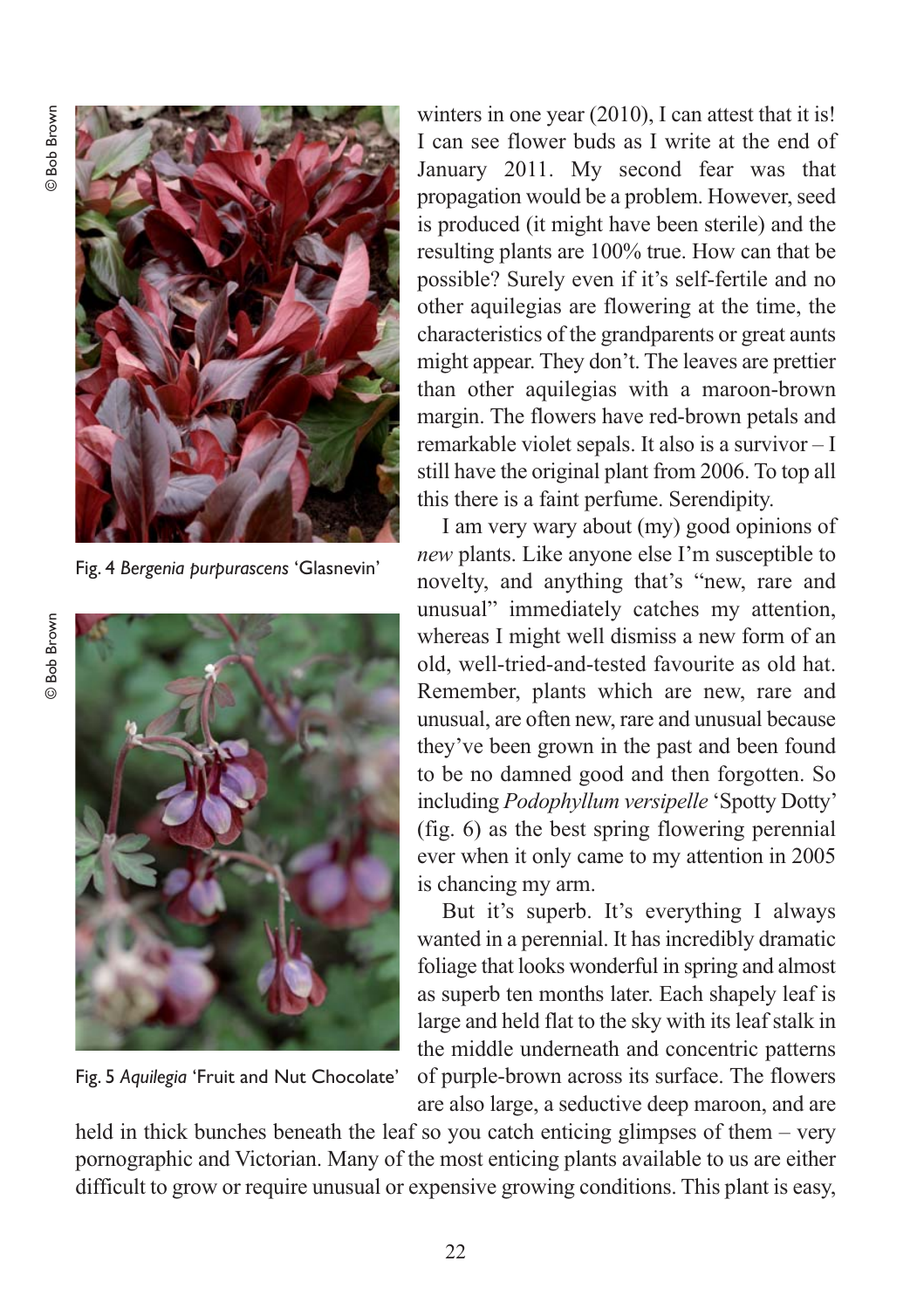Fig. 4 *Bergenia purpurascens* 'Glasnevin'

Fig. 5 *Aquilegia* 'Fruit and Nut Chocolate'

winters in one year (2010), I can attest that it is! I can see flower buds as I write at the end of January 2011. My second fear was that propagation would be a problem. However, seed is produced (it might have been sterile) and the resulting plants are 100% true. How can that be possible? Surely even if it's self-fertile and no other aquilegias are flowering at the time, the characteristics of the grandparents or great aunts might appear. They don't. The leaves are prettier than other aquilegias with a maroon-brown margin. The flowers have red-brown petals and remarkable violet sepals. It also is a survivor – I still have the original plant from 2006. To top all this there is a faint perfume. Serendipity.

I am very wary about (my) good opinions of *new* plants. Like anyone else I'm susceptible to novelty, and anything that's "new, rare and unusual" immediately catches my attention, whereas I might well dismiss a new form of an old, well-tried-and-tested favourite as old hat. Remember, plants which are new, rare and unusual, are often new, rare and unusual because they've been grown in the past and been found to be no damned good and then forgotten. So including *Podophyllum versipelle* 'Spotty Dotty' (fig. 6) as the best spring flowering perennial ever when it only came to my attention in 2005 is chancing my arm.

But it's superb. It's everything I always wanted in a perennial. It has incredibly dramatic foliage that looks wonderful in spring and almost as superb ten months later. Each shapely leaf is large and held flat to the sky with its leaf stalk in the middle underneath and concentric patterns of purple-brown across its surface. The flowers are also large, a seductive deep maroon, and are held in thick bunches beneath the leaf so you catch enticing glimpses of them – very pornographic and Victorian. Many of the most enticing plants available to us are either difficult to grow or require unusual or expensive growing conditions. This plant is easy,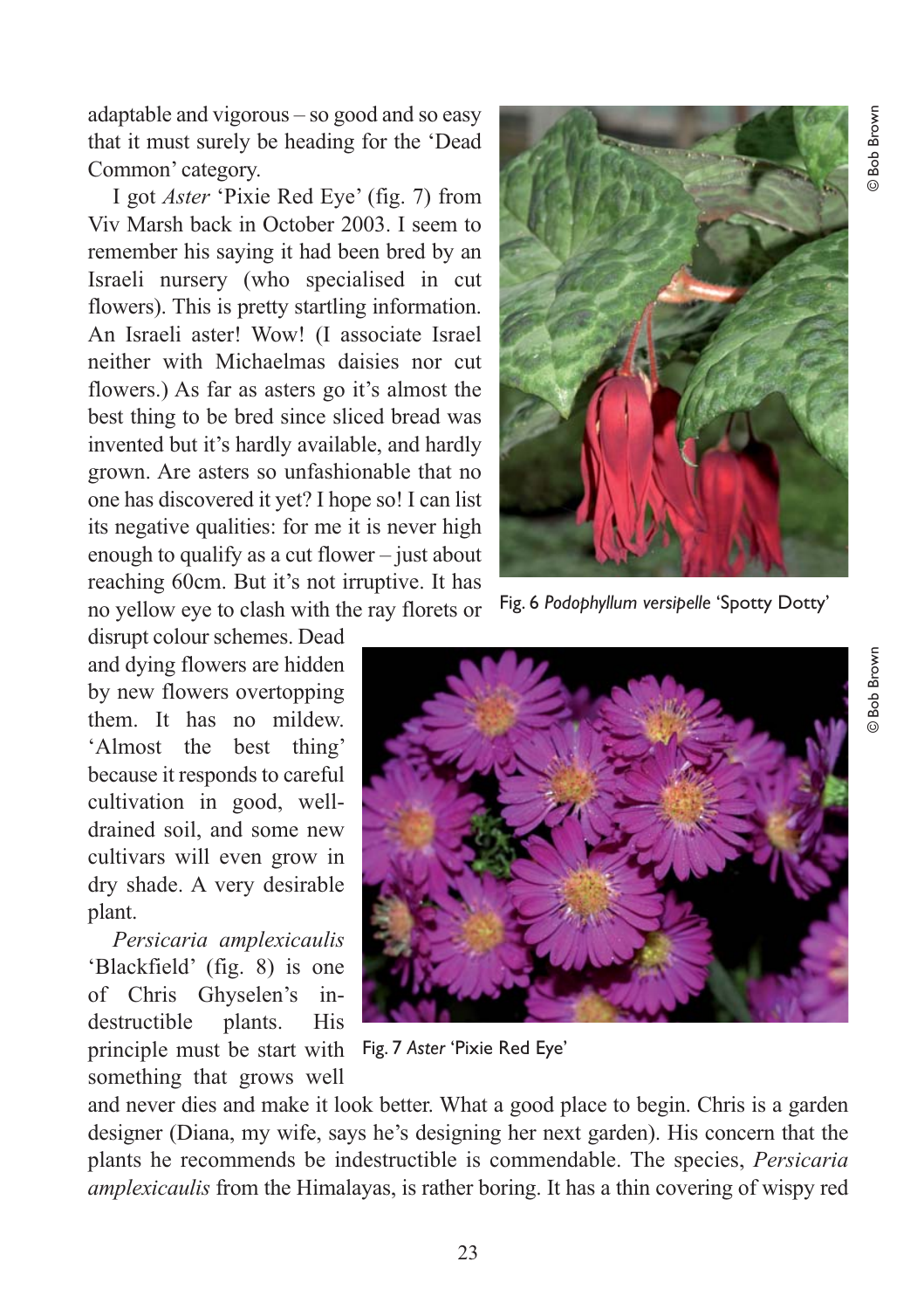adaptable and vigorous – so good and so easy that it must surely be heading for the 'Dead Common' category.

I got *Aster* 'Pixie Red Eye' (fig. 7) from Viv Marsh back in October 2003. I seem to remember his saying it had been bred by an Israeli nursery (who specialised in cut flowers). This is pretty startling information. An Israeli aster! Wow! (I associate Israel neither with Michaelmas daisies nor cut flowers.) As far as asters go it's almost the best thing to be bred since sliced bread was invented but it's hardly available, and hardly grown. Are asters so unfashionable that no one has discovered it yet? I hope so! I can list its negative qualities: for me it is never high enough to qualify as a cut flower – just about reaching 60cm. But it's not irruptive. It has no yellow eye to clash with the ray florets or disrupt colour schemes. Dead and dying flowers are hidden by new flowers overtopping them. It has no mildew. 'Almost the best thing' because it responds to careful cultivation in good, well-drained soil, and some new cultivars will even grow in dry shade. A very desirable plant.

Fig. 6 *Podophyllum versipelle* 'Spotty Dotty'

© Bob Brown

Fig. 7 *Aster* 'Pixie Red Eye'

© Bob Brown

*Persicaria amplexicaulis* 'Blackfield' (fig. 8) is one of Chris Ghyselen's indestructible plants. His principle must be start with something that grows well and never dies and make it look better. What a good place to begin. Chris is a garden designer (Diana, my wife, says he's designing her next garden). His concern that the plants he recommends be indestructible is commendable. The species, *Persicaria amplexicaulis* from the Himalayas, is rather boring. It has a thin covering of wispy red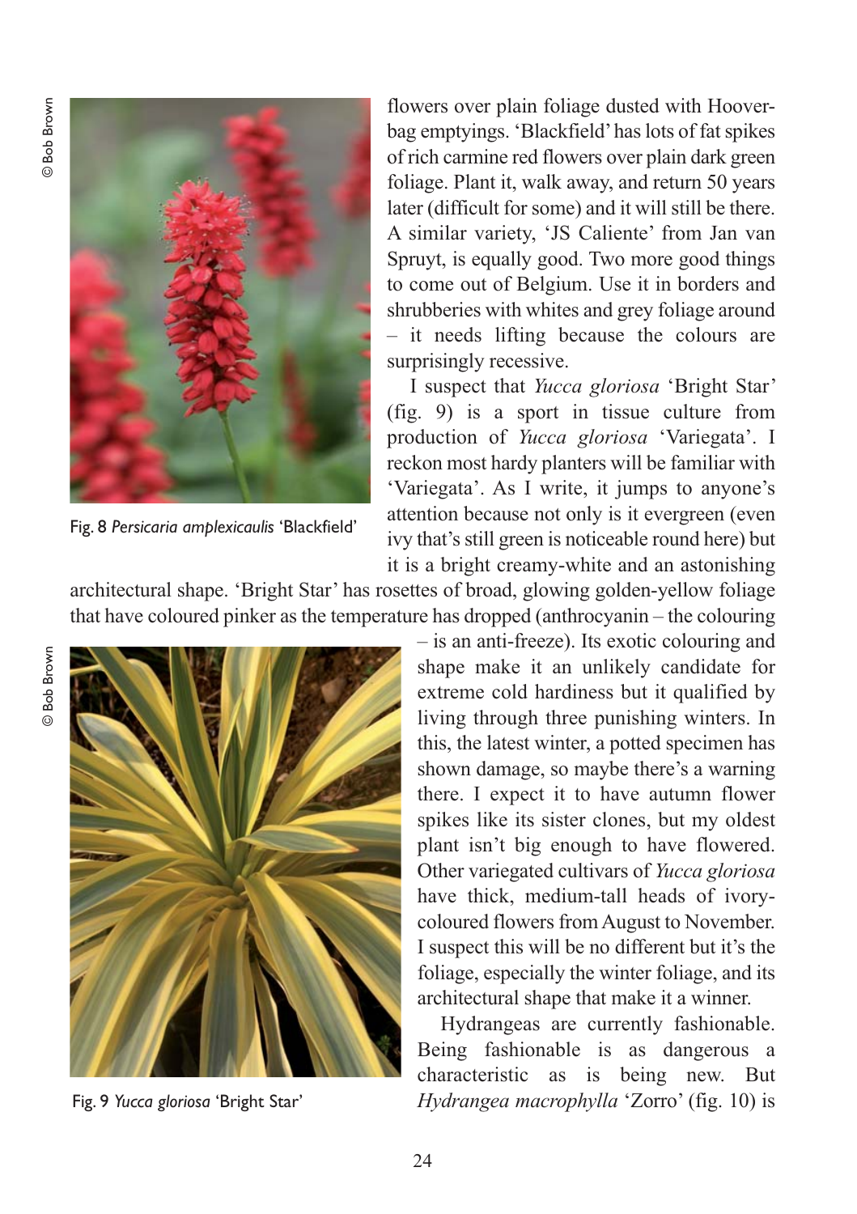Fig. 8 *Persicaria amplexicaulis* 'Blackfield'

flowers over plain foliage dusted with Hoover-bag emptyings. 'Blackfield' has lots of fat spikes of rich carmine red flowers over plain dark green foliage. Plant it, walk away, and return 50 years later (difficult for some) and it will still be there. A similar variety, 'JS Caliente' from Jan van Spruyt, is equally good. Two more good things to come out of Belgium. Use it in borders and shrubberies with whites and grey foliage around – it needs lifting because the colours are surprisingly recessive.

I suspect that *Yucca gloriosa* 'Bright Star' (fig. 9) is a sport in tissue culture from production of *Yucca gloriosa* 'Variegata'. I reckon most hardy planters will be familiar with 'Variegata'. As I write, it jumps to anyone's attention because not only is it evergreen (even ivy that's still green is noticeable round here) but it is a bright creamy-white and an astonishing architectural shape. 'Bright Star' has rosettes of broad, glowing golden-yellow foliage that have coloured pinker as the temperature has dropped (anthrocyanin – the colouring – is an anti-freeze). Its exotic colouring and shape make it an unlikely candidate for extreme cold hardiness but it qualified by living through three punishing winters. In this, the latest winter, a potted specimen has shown damage, so maybe there's a warning there. I expect it to have autumn flower spikes like its sister clones, but my oldest plant isn't big enough to have flowered. Other variegated cultivars of *Yucca gloriosa* have thick, medium-tall heads of ivory-coloured flowers from August to November. I suspect this will be no different but it's the foliage, especially the winter foliage, and its architectural shape that make it a winner.

Fig. 9 *Yucca gloriosa* 'Bright Star'

Hydrangeas are currently fashionable. Being fashionable is as dangerous a characteristic as is being new. But *Hydrangea macrophylla* 'Zorro' (fig. 10) is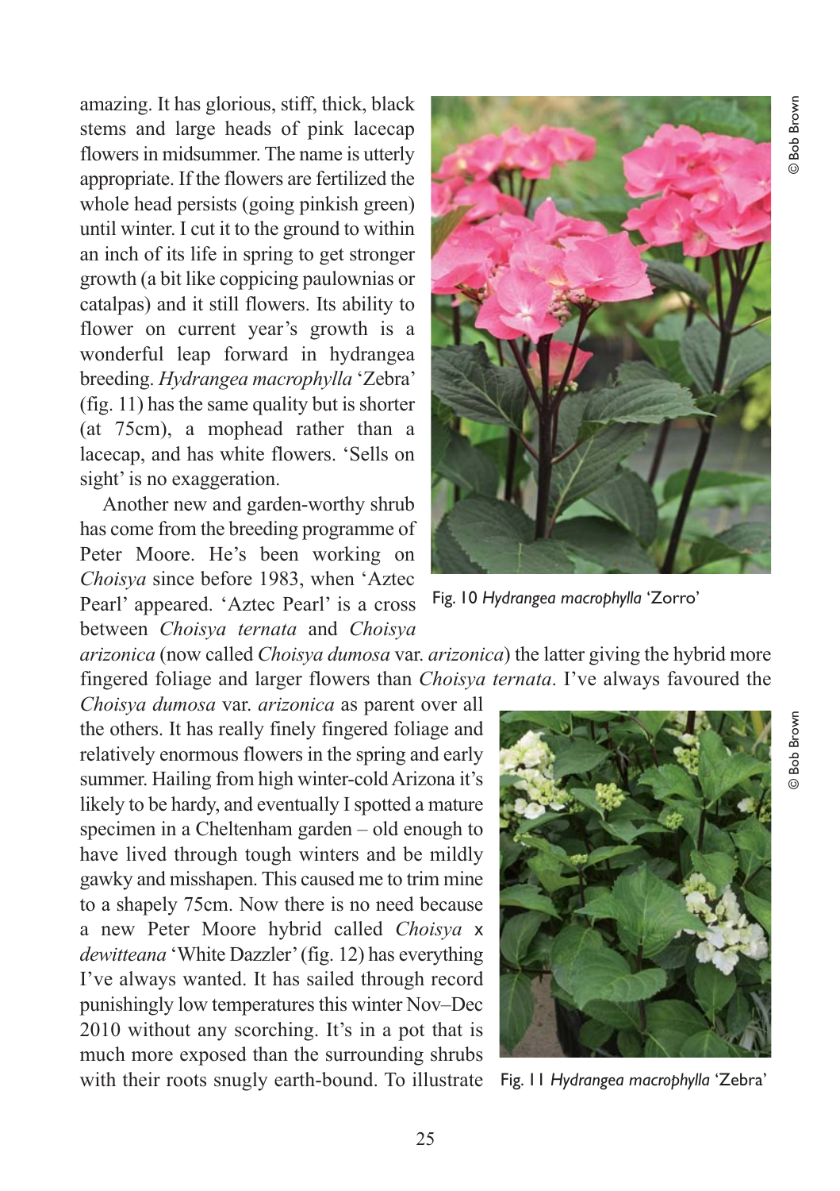amazing. It has glorious, stiff, thick, black stems and large heads of pink lacecap flowers in midsummer. The name is utterly appropriate. If the flowers are fertilized the whole head persists (going pinkish green) until winter. I cut it to the ground to within an inch of its life in spring to get stronger growth (a bit like coppicing paulownias or catalpas) and it still flowers. Its ability to flower on current year's growth is a wonderful leap forward in hydrangea breeding. *Hydrangea macrophylla* 'Zebra' (fig. 11) has the same quality but is shorter (at 75cm), a mophead rather than a lacecap, and has white flowers. 'Sells on sight' is no exaggeration.

Fig. 10 *Hydrangea macrophylla* 'Zorro'

© Bob Brown

Another new and garden-worthy shrub has come from the breeding programme of Peter Moore. He's been working on *Choisya* since before 1983, when 'Aztec Pearl' appeared. 'Aztec Pearl' is a cross between *Choisya ternata* and *Choisya arizonica* (now called *Choisya dumosa* var. *arizonica*) the latter giving the hybrid more fingered foliage and larger flowers than *Choisya ternata*. I've always favoured the *Choisya dumosa* var. *arizonica* as parent over all the others. It has really finely fingered foliage and relatively enormous flowers in the spring and early summer. Hailing from high winter-cold Arizona it's likely to be hardy, and eventually I spotted a mature specimen in a Cheltenham garden – old enough to have lived through tough winters and be mildly gawky and misshapen. This caused me to trim mine to a shapely 75cm. Now there is no need because a new Peter Moore hybrid called *Choisya* x *dewitteana* 'White Dazzler' (fig. 12) has everything I've always wanted. It has sailed through record punishingly low temperatures this winter Nov–Dec 2010 without any scorching. It's in a pot that is much more exposed than the surrounding shrubs with their roots snugly earth-bound. To illustrate

Fig. 11 *Hydrangea macrophylla* 'Zebra'

© Bob Brown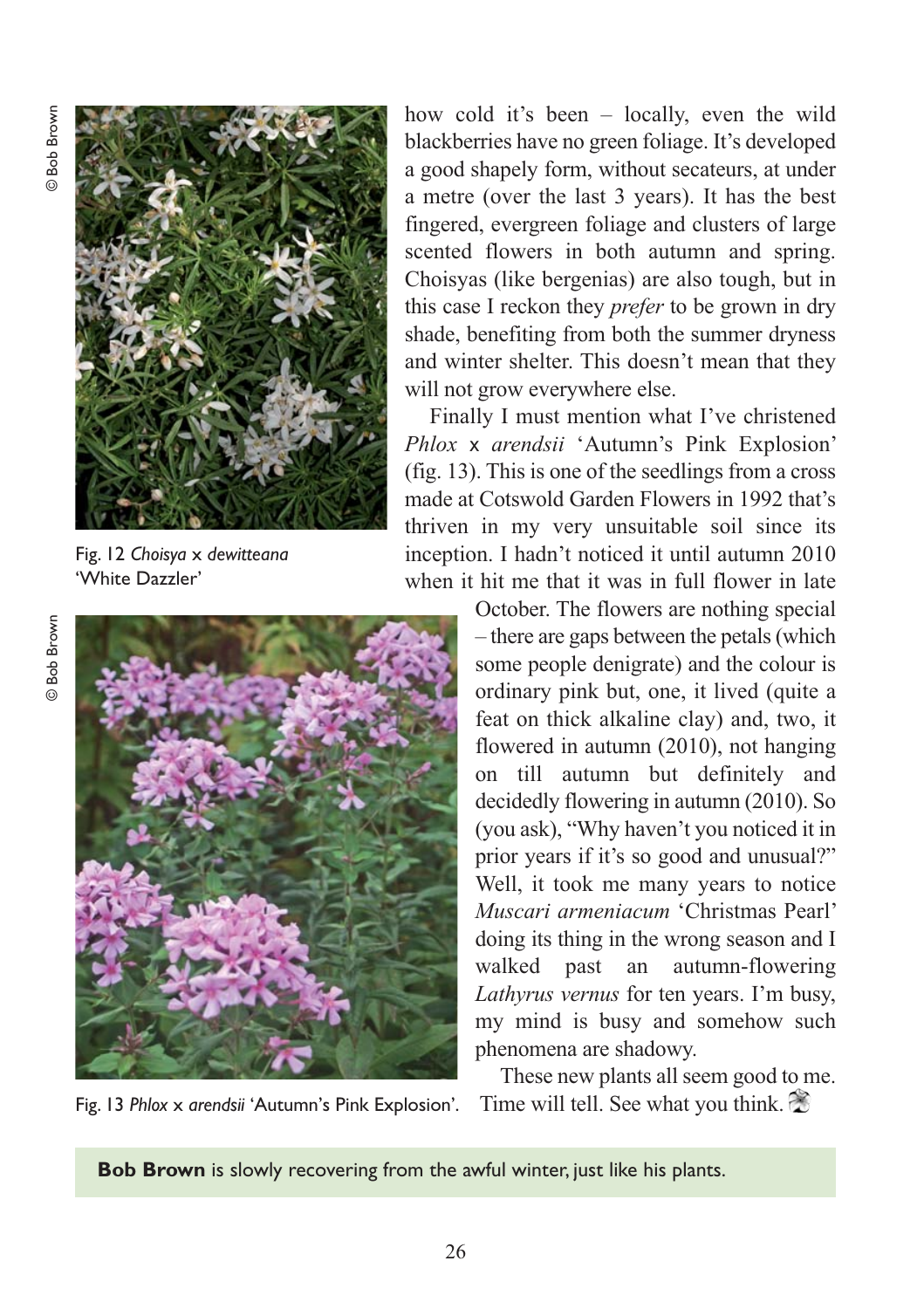how cold it's been – locally, even the wild blackberries have no green foliage. It's developed a good shapely form, without secateurs, at under a metre (over the last 3 years). It has the best fingered, evergreen foliage and clusters of large scented flowers in both autumn and spring. Choisyas (like bergenias) are also tough, but in this case I reckon they *prefer* to be grown in dry shade, benefiting from both the summer dryness and winter shelter. This doesn't mean that they will not grow everywhere else.

Fig. 12 *Choisya* x *dewitteana* 'White Dazzler'

Finally I must mention what I've christened *Phlox* x *arendsii* 'Autumn's Pink Explosion' (fig. 13). This is one of the seedlings from a cross made at Cotswold Garden Flowers in 1992 that's thriven in my very unsuitable soil since its inception. I hadn't noticed it until autumn 2010 when it hit me that it was in full flower in late October. The flowers are nothing special – there are gaps between the petals (which some people denigrate) and the colour is ordinary pink but, one, it lived (quite a feat on thick alkaline clay) and, two, it flowered in autumn (2010), not hanging on till autumn but definitely and decidedly flowering in autumn (2010). So (you ask), "Why haven't you noticed it in prior years if it's so good and unusual?" Well, it took me many years to notice *Muscari armeniacum* 'Christmas Pearl' doing its thing in the wrong season and I walked past an autumn-flowering *Lathyrus vernus* for ten years. I'm busy, my mind is busy and somehow such phenomena are shadowy.

These new plants all seem good to me. Time will tell. See what you think.

Fig. 13 *Phlox* x *arendsii* 'Autumn's Pink Explosion'.

**Bob Brown** is slowly recovering from the awful winter, just like his plants.